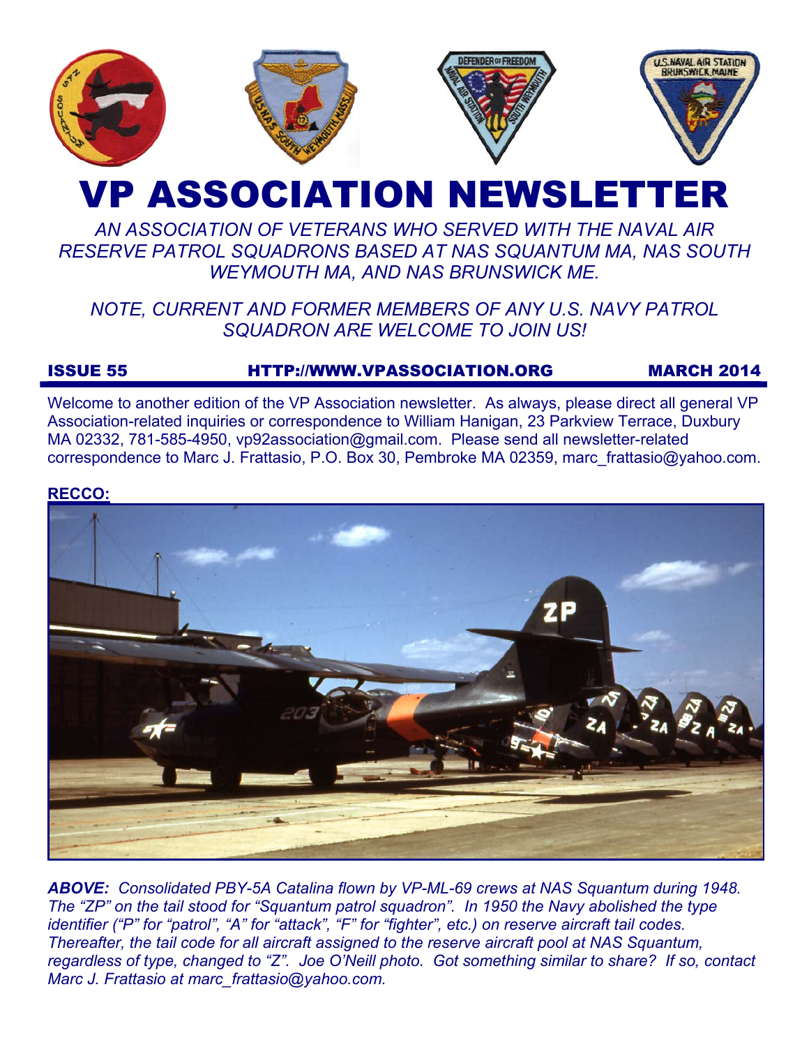# VP ASSOCIATION NEWSLETTER

*AN ASSOCIATION OF VETERANS WHO SERVED WITH THE NAVAL AIR RESERVE PATROL SQUADRONS BASED AT NAS SQUANTUM MA, NAS SOUTH WEYMOUTH MA, AND NAS BRUNSWICK ME.*

*NOTE, CURRENT AND FORMER MEMBERS OF ANY U.S. NAVY PATROL SQUADRON ARE WELCOME TO JOIN US!*

**ISSUE 55** **HTTP://WWW.VPASSOCIATION.ORG** **MARCH 2014**

Welcome to another edition of the VP Association newsletter. As always, please direct all general VP Association-related inquiries or correspondence to William Hanigan, 23 Parkview Terrace, Duxbury MA 02332, 781-585-4950, vp92association@gmail.com. Please send all newsletter-related correspondence to Marc J. Frattasio, P.O. Box 30, Pembroke MA 02359, marc_frattasio@yahoo.com.

**RECCO:**

***ABOVE:*** *Consolidated PBY-5A Catalina flown by VP-ML-69 crews at NAS Squantum during 1948. The "ZP" on the tail stood for "Squantum patrol squadron". In 1950 the Navy abolished the type identifier ("P" for "patrol", "A" for "attack", "F" for "fighter", etc.) on reserve aircraft tail codes. Thereafter, the tail code for all aircraft assigned to the reserve aircraft pool at NAS Squantum, regardless of type, changed to "Z". Joe O'Neill photo. Got something similar to share? If so, contact Marc J. Frattasio at marc_frattasio@yahoo.com.*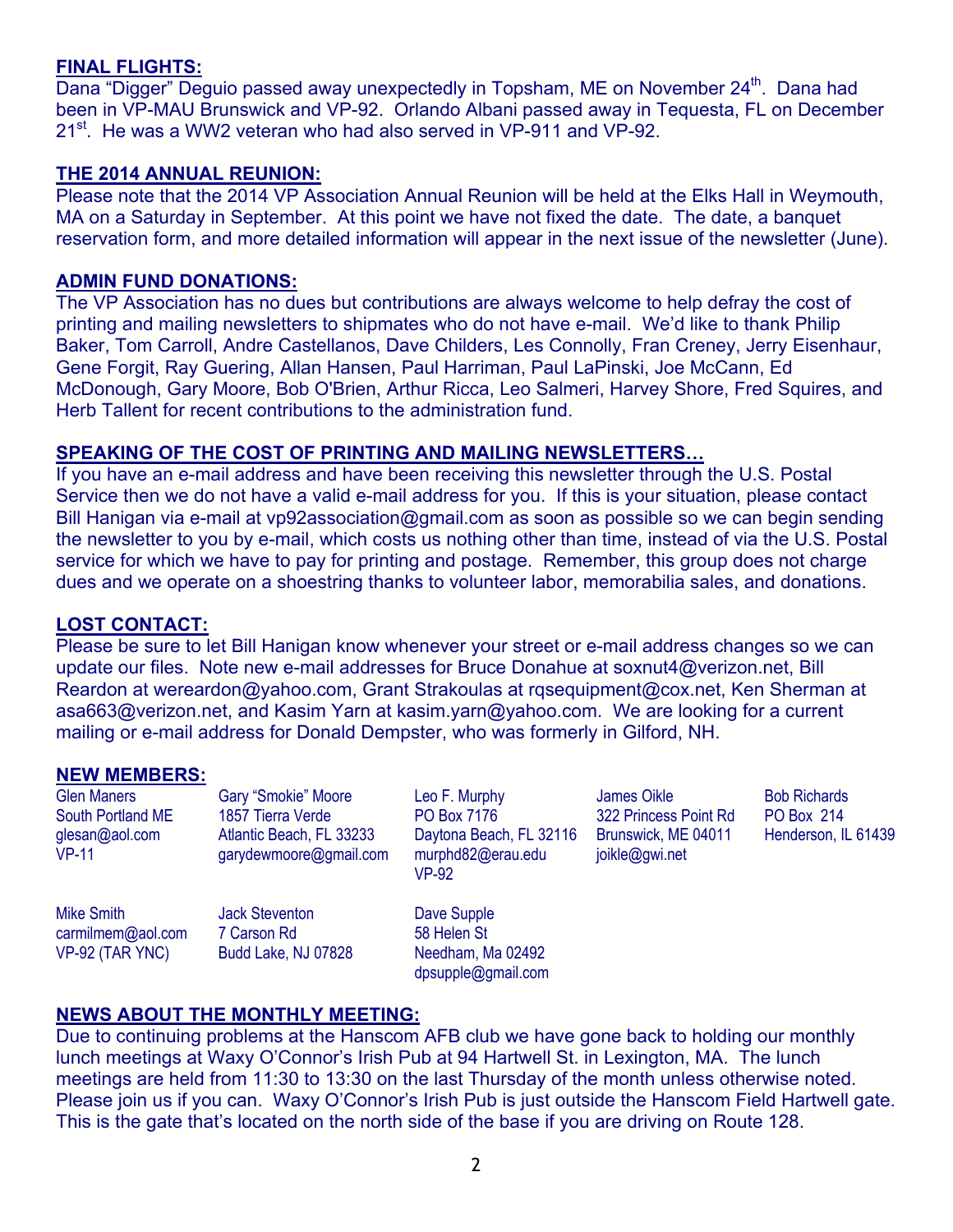## FINAL FLIGHTS:

Dana "Digger" Deguio passed away unexpectedly in Topsham, ME on November 24th. Dana had been in VP-MAU Brunswick and VP-92. Orlando Albani passed away in Tequesta, FL on December 21st. He was a WW2 veteran who had also served in VP-911 and VP-92.

## THE 2014 ANNUAL REUNION:

Please note that the 2014 VP Association Annual Reunion will be held at the Elks Hall in Weymouth, MA on a Saturday in September. At this point we have not fixed the date. The date, a banquet reservation form, and more detailed information will appear in the next issue of the newsletter (June).

## ADMIN FUND DONATIONS:

The VP Association has no dues but contributions are always welcome to help defray the cost of printing and mailing newsletters to shipmates who do not have e-mail. We'd like to thank Philip Baker, Tom Carroll, Andre Castellanos, Dave Childers, Les Connolly, Fran Creney, Jerry Eisenhaur, Gene Forgit, Ray Guering, Allan Hansen, Paul Harriman, Paul LaPinski, Joe McCann, Ed McDonough, Gary Moore, Bob O'Brien, Arthur Ricca, Leo Salmeri, Harvey Shore, Fred Squires, and Herb Tallent for recent contributions to the administration fund.

## SPEAKING OF THE COST OF PRINTING AND MAILING NEWSLETTERS…

If you have an e-mail address and have been receiving this newsletter through the U.S. Postal Service then we do not have a valid e-mail address for you. If this is your situation, please contact Bill Hanigan via e-mail at vp92association@gmail.com as soon as possible so we can begin sending the newsletter to you by e-mail, which costs us nothing other than time, instead of via the U.S. Postal service for which we have to pay for printing and postage. Remember, this group does not charge dues and we operate on a shoestring thanks to volunteer labor, memorabilia sales, and donations.

## LOST CONTACT:

Please be sure to let Bill Hanigan know whenever your street or e-mail address changes so we can update our files. Note new e-mail addresses for Bruce Donahue at soxnut4@verizon.net, Bill Reardon at wereardon@yahoo.com, Grant Strakoulas at rqsequipment@cox.net, Ken Sherman at asa663@verizon.net, and Kasim Yarn at kasim.yarn@yahoo.com. We are looking for a current mailing or e-mail address for Donald Dempster, who was formerly in Gilford, NH.

## NEW MEMBERS:

Glen Maners
South Portland ME
glesan@aol.com
VP-11

Gary "Smokie" Moore
1857 Tierra Verde
Atlantic Beach, FL 33233
garydewmoore@gmail.com

Leo F. Murphy
PO Box 7176
Daytona Beach, FL 32116
murphd82@erau.edu
VP-92

James Oikle
322 Princess Point Rd
Brunswick, ME 04011
joikle@gwi.net

Bob Richards
PO Box 214
Henderson, IL 61439

Mike Smith
carmilmem@aol.com
VP-92 (TAR YNC)

Jack Steventon
7 Carson Rd
Budd Lake, NJ 07828

Dave Supple
58 Helen St
Needham, Ma 02492
dpsupple@gmail.com

## NEWS ABOUT THE MONTHLY MEETING:

Due to continuing problems at the Hanscom AFB club we have gone back to holding our monthly lunch meetings at Waxy O'Connor's Irish Pub at 94 Hartwell St. in Lexington, MA. The lunch meetings are held from 11:30 to 13:30 on the last Thursday of the month unless otherwise noted. Please join us if you can. Waxy O'Connor's Irish Pub is just outside the Hanscom Field Hartwell gate. This is the gate that's located on the north side of the base if you are driving on Route 128.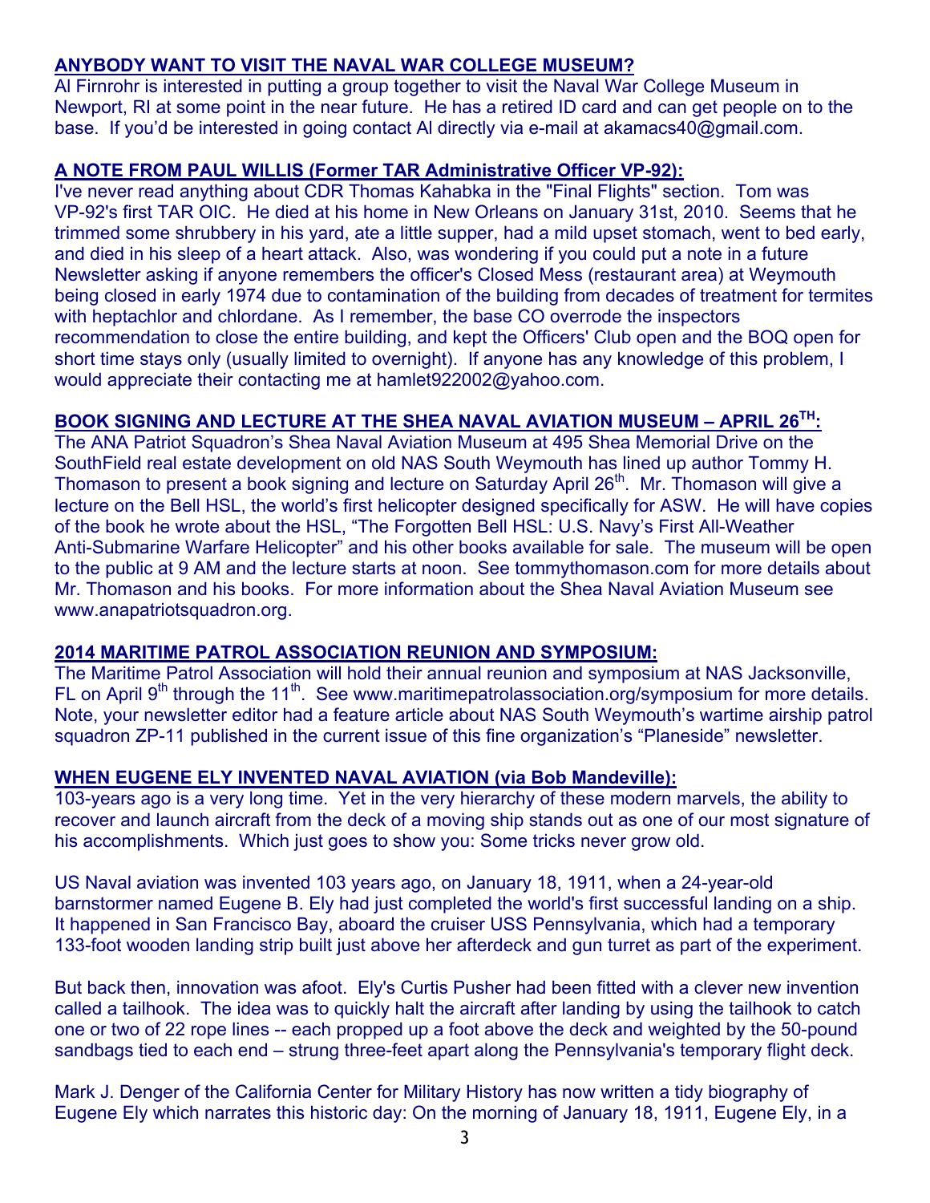## ANYBODY WANT TO VISIT THE NAVAL WAR COLLEGE MUSEUM?

Al Firnrohr is interested in putting a group together to visit the Naval War College Museum in Newport, RI at some point in the near future. He has a retired ID card and can get people on to the base. If you'd be interested in going contact Al directly via e-mail at akamacs40@gmail.com.

## A NOTE FROM PAUL WILLIS (Former TAR Administrative Officer VP-92):

I've never read anything about CDR Thomas Kahabka in the "Final Flights" section. Tom was VP-92's first TAR OIC. He died at his home in New Orleans on January 31st, 2010. Seems that he trimmed some shrubbery in his yard, ate a little supper, had a mild upset stomach, went to bed early, and died in his sleep of a heart attack. Also, was wondering if you could put a note in a future Newsletter asking if anyone remembers the officer's Closed Mess (restaurant area) at Weymouth being closed in early 1974 due to contamination of the building from decades of treatment for termites with heptachlor and chlordane. As I remember, the base CO overrode the inspectors recommendation to close the entire building, and kept the Officers' Club open and the BOQ open for short time stays only (usually limited to overnight). If anyone has any knowledge of this problem, I would appreciate their contacting me at hamlet922002@yahoo.com.

## BOOK SIGNING AND LECTURE AT THE SHEA NAVAL AVIATION MUSEUM – APRIL 26TH:

The ANA Patriot Squadron's Shea Naval Aviation Museum at 495 Shea Memorial Drive on the SouthField real estate development on old NAS South Weymouth has lined up author Tommy H. Thomason to present a book signing and lecture on Saturday April 26th. Mr. Thomason will give a lecture on the Bell HSL, the world's first helicopter designed specifically for ASW. He will have copies of the book he wrote about the HSL, "The Forgotten Bell HSL: U.S. Navy's First All-Weather Anti-Submarine Warfare Helicopter" and his other books available for sale. The museum will be open to the public at 9 AM and the lecture starts at noon. See tommythomason.com for more details about Mr. Thomason and his books. For more information about the Shea Naval Aviation Museum see www.anapatriotsquadron.org.

## 2014 MARITIME PATROL ASSOCIATION REUNION AND SYMPOSIUM:

The Maritime Patrol Association will hold their annual reunion and symposium at NAS Jacksonville, FL on April 9th through the 11th. See www.maritimepatrolassociation.org/symposium for more details. Note, your newsletter editor had a feature article about NAS South Weymouth's wartime airship patrol squadron ZP-11 published in the current issue of this fine organization's "Planeside" newsletter.

## WHEN EUGENE ELY INVENTED NAVAL AVIATION (via Bob Mandeville):

103-years ago is a very long time. Yet in the very hierarchy of these modern marvels, the ability to recover and launch aircraft from the deck of a moving ship stands out as one of our most signature of his accomplishments. Which just goes to show you: Some tricks never grow old.

US Naval aviation was invented 103 years ago, on January 18, 1911, when a 24-year-old barnstormer named Eugene B. Ely had just completed the world's first successful landing on a ship. It happened in San Francisco Bay, aboard the cruiser USS Pennsylvania, which had a temporary 133-foot wooden landing strip built just above her afterdeck and gun turret as part of the experiment.

But back then, innovation was afoot. Ely's Curtis Pusher had been fitted with a clever new invention called a tailhook. The idea was to quickly halt the aircraft after landing by using the tailhook to catch one or two of 22 rope lines -- each propped up a foot above the deck and weighted by the 50-pound sandbags tied to each end – strung three-feet apart along the Pennsylvania's temporary flight deck.

Mark J. Denger of the California Center for Military History has now written a tidy biography of Eugene Ely which narrates this historic day: On the morning of January 18, 1911, Eugene Ely, in a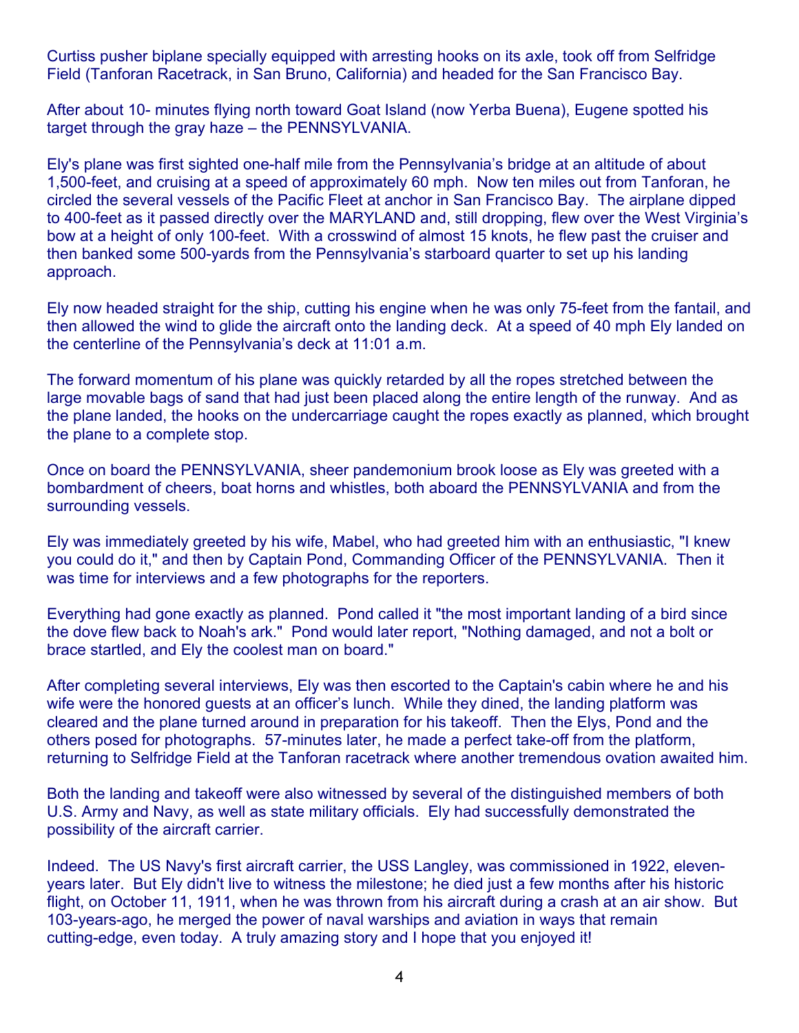Curtiss pusher biplane specially equipped with arresting hooks on its axle, took off from Selfridge Field (Tanforan Racetrack, in San Bruno, California) and headed for the San Francisco Bay.

After about 10- minutes flying north toward Goat Island (now Yerba Buena), Eugene spotted his target through the gray haze – the PENNSYLVANIA.

Ely's plane was first sighted one-half mile from the Pennsylvania's bridge at an altitude of about 1,500-feet, and cruising at a speed of approximately 60 mph. Now ten miles out from Tanforan, he circled the several vessels of the Pacific Fleet at anchor in San Francisco Bay. The airplane dipped to 400-feet as it passed directly over the MARYLAND and, still dropping, flew over the West Virginia's bow at a height of only 100-feet. With a crosswind of almost 15 knots, he flew past the cruiser and then banked some 500-yards from the Pennsylvania's starboard quarter to set up his landing approach.

Ely now headed straight for the ship, cutting his engine when he was only 75-feet from the fantail, and then allowed the wind to glide the aircraft onto the landing deck. At a speed of 40 mph Ely landed on the centerline of the Pennsylvania's deck at 11:01 a.m.

The forward momentum of his plane was quickly retarded by all the ropes stretched between the large movable bags of sand that had just been placed along the entire length of the runway. And as the plane landed, the hooks on the undercarriage caught the ropes exactly as planned, which brought the plane to a complete stop.

Once on board the PENNSYLVANIA, sheer pandemonium brook loose as Ely was greeted with a bombardment of cheers, boat horns and whistles, both aboard the PENNSYLVANIA and from the surrounding vessels.

Ely was immediately greeted by his wife, Mabel, who had greeted him with an enthusiastic, "I knew you could do it," and then by Captain Pond, Commanding Officer of the PENNSYLVANIA. Then it was time for interviews and a few photographs for the reporters.

Everything had gone exactly as planned. Pond called it "the most important landing of a bird since the dove flew back to Noah's ark." Pond would later report, "Nothing damaged, and not a bolt or brace startled, and Ely the coolest man on board."

After completing several interviews, Ely was then escorted to the Captain's cabin where he and his wife were the honored guests at an officer's lunch. While they dined, the landing platform was cleared and the plane turned around in preparation for his takeoff. Then the Elys, Pond and the others posed for photographs. 57-minutes later, he made a perfect take-off from the platform, returning to Selfridge Field at the Tanforan racetrack where another tremendous ovation awaited him.

Both the landing and takeoff were also witnessed by several of the distinguished members of both U.S. Army and Navy, as well as state military officials. Ely had successfully demonstrated the possibility of the aircraft carrier.

Indeed. The US Navy's first aircraft carrier, the USS Langley, was commissioned in 1922, eleven-years later. But Ely didn't live to witness the milestone; he died just a few months after his historic flight, on October 11, 1911, when he was thrown from his aircraft during a crash at an air show. But 103-years-ago, he merged the power of naval warships and aviation in ways that remain cutting-edge, even today. A truly amazing story and I hope that you enjoyed it!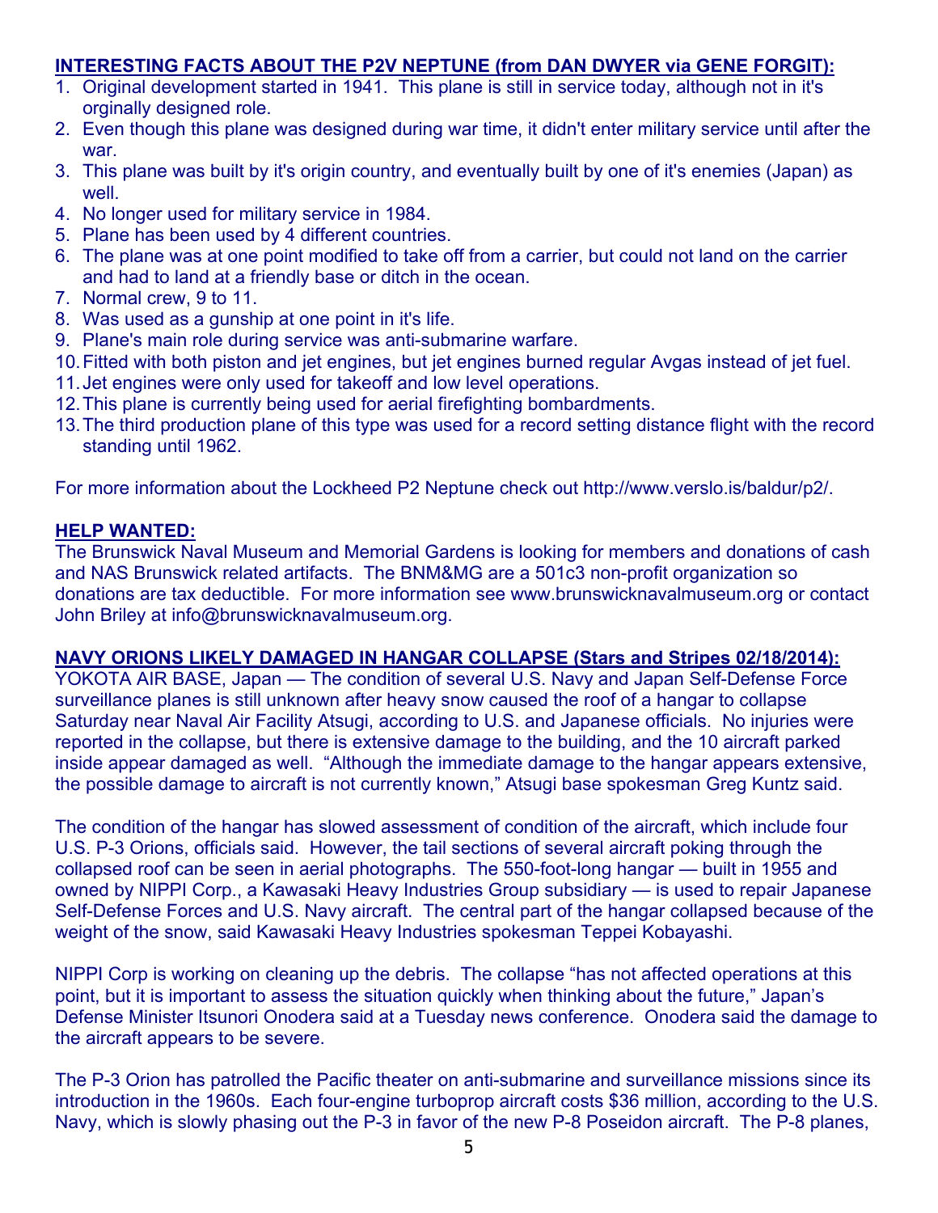**INTERESTING FACTS ABOUT THE P2V NEPTUNE (from DAN DWYER via GENE FORGIT):**

1. Original development started in 1941. This plane is still in service today, although not in it's orginally designed role.
2. Even though this plane was designed during war time, it didn't enter military service until after the war.
3. This plane was built by it's origin country, and eventually built by one of it's enemies (Japan) as well.
4. No longer used for military service in 1984.
5. Plane has been used by 4 different countries.
6. The plane was at one point modified to take off from a carrier, but could not land on the carrier and had to land at a friendly base or ditch in the ocean.
7. Normal crew, 9 to 11.
8. Was used as a gunship at one point in it's life.
9. Plane's main role during service was anti-submarine warfare.
10. Fitted with both piston and jet engines, but jet engines burned regular Avgas instead of jet fuel.
11. Jet engines were only used for takeoff and low level operations.
12. This plane is currently being used for aerial firefighting bombardments.
13. The third production plane of this type was used for a record setting distance flight with the record standing until 1962.

For more information about the Lockheed P2 Neptune check out http://www.verslo.is/baldur/p2/.

**HELP WANTED:**

The Brunswick Naval Museum and Memorial Gardens is looking for members and donations of cash and NAS Brunswick related artifacts. The BNM&MG are a 501c3 non-profit organization so donations are tax deductible. For more information see www.brunswicknavalmuseum.org or contact John Briley at info@brunswicknavalmuseum.org.

**NAVY ORIONS LIKELY DAMAGED IN HANGAR COLLAPSE (Stars and Stripes 02/18/2014):**

YOKOTA AIR BASE, Japan — The condition of several U.S. Navy and Japan Self-Defense Force surveillance planes is still unknown after heavy snow caused the roof of a hangar to collapse Saturday near Naval Air Facility Atsugi, according to U.S. and Japanese officials. No injuries were reported in the collapse, but there is extensive damage to the building, and the 10 aircraft parked inside appear damaged as well. "Although the immediate damage to the hangar appears extensive, the possible damage to aircraft is not currently known," Atsugi base spokesman Greg Kuntz said.

The condition of the hangar has slowed assessment of condition of the aircraft, which include four U.S. P-3 Orions, officials said. However, the tail sections of several aircraft poking through the collapsed roof can be seen in aerial photographs. The 550-foot-long hangar — built in 1955 and owned by NIPPI Corp., a Kawasaki Heavy Industries Group subsidiary — is used to repair Japanese Self-Defense Forces and U.S. Navy aircraft. The central part of the hangar collapsed because of the weight of the snow, said Kawasaki Heavy Industries spokesman Teppei Kobayashi.

NIPPI Corp is working on cleaning up the debris. The collapse "has not affected operations at this point, but it is important to assess the situation quickly when thinking about the future," Japan's Defense Minister Itsunori Onodera said at a Tuesday news conference. Onodera said the damage to the aircraft appears to be severe.

The P-3 Orion has patrolled the Pacific theater on anti-submarine and surveillance missions since its introduction in the 1960s. Each four-engine turboprop aircraft costs $36 million, according to the U.S. Navy, which is slowly phasing out the P-3 in favor of the new P-8 Poseidon aircraft. The P-8 planes,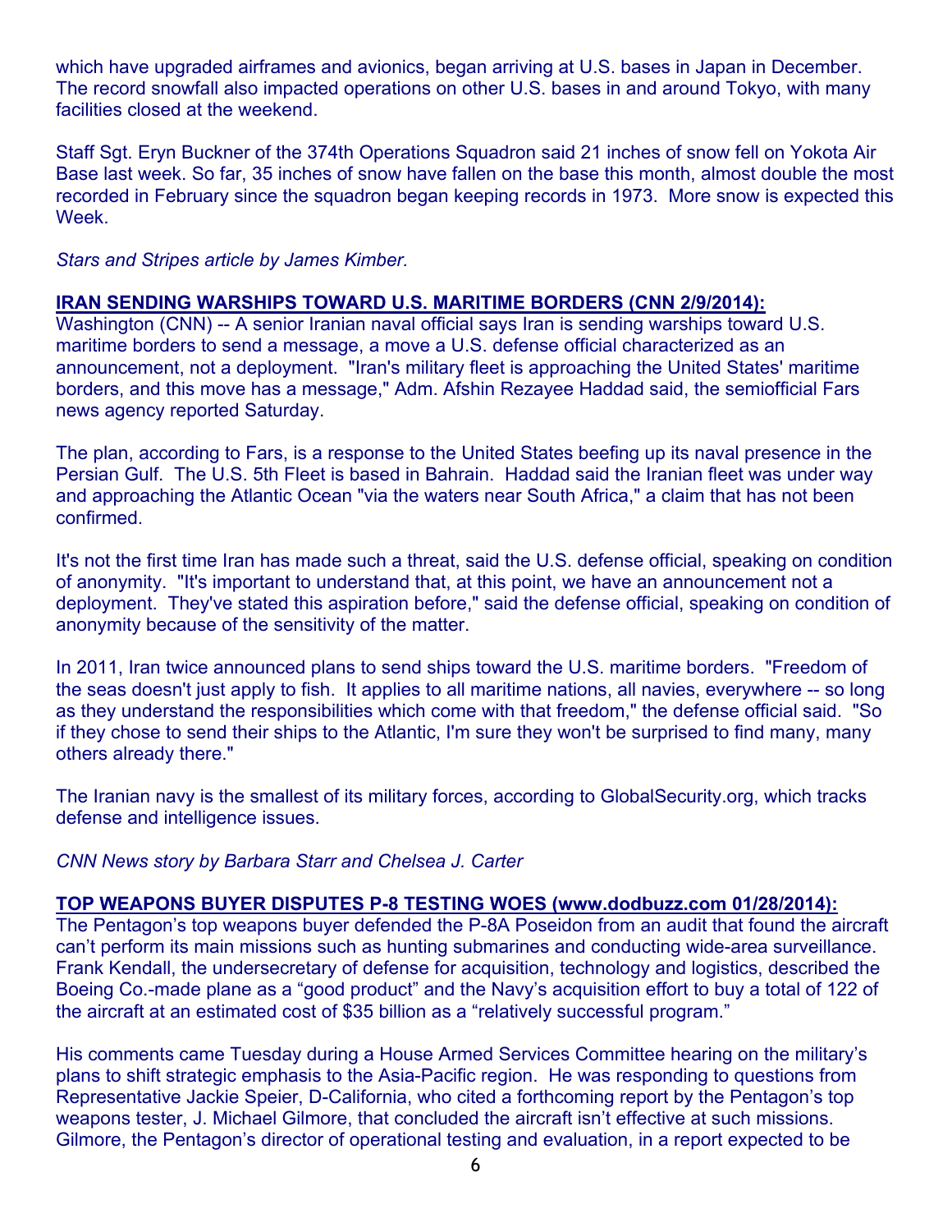which have upgraded airframes and avionics, began arriving at U.S. bases in Japan in December. The record snowfall also impacted operations on other U.S. bases in and around Tokyo, with many facilities closed at the weekend.

Staff Sgt. Eryn Buckner of the 374th Operations Squadron said 21 inches of snow fell on Yokota Air Base last week. So far, 35 inches of snow have fallen on the base this month, almost double the most recorded in February since the squadron began keeping records in 1973. More snow is expected this Week.

*Stars and Stripes article by James Kimber.*

**IRAN SENDING WARSHIPS TOWARD U.S. MARITIME BORDERS (CNN 2/9/2014):**

Washington (CNN) -- A senior Iranian naval official says Iran is sending warships toward U.S. maritime borders to send a message, a move a U.S. defense official characterized as an announcement, not a deployment. "Iran's military fleet is approaching the United States' maritime borders, and this move has a message," Adm. Afshin Rezayee Haddad said, the semiofficial Fars news agency reported Saturday.

The plan, according to Fars, is a response to the United States beefing up its naval presence in the Persian Gulf. The U.S. 5th Fleet is based in Bahrain. Haddad said the Iranian fleet was under way and approaching the Atlantic Ocean "via the waters near South Africa," a claim that has not been confirmed.

It's not the first time Iran has made such a threat, said the U.S. defense official, speaking on condition of anonymity. "It's important to understand that, at this point, we have an announcement not a deployment. They've stated this aspiration before," said the defense official, speaking on condition of anonymity because of the sensitivity of the matter.

In 2011, Iran twice announced plans to send ships toward the U.S. maritime borders. "Freedom of the seas doesn't just apply to fish. It applies to all maritime nations, all navies, everywhere -- so long as they understand the responsibilities which come with that freedom," the defense official said. "So if they chose to send their ships to the Atlantic, I'm sure they won't be surprised to find many, many others already there."

The Iranian navy is the smallest of its military forces, according to GlobalSecurity.org, which tracks defense and intelligence issues.

*CNN News story by Barbara Starr and Chelsea J. Carter*

**TOP WEAPONS BUYER DISPUTES P-8 TESTING WOES (www.dodbuzz.com 01/28/2014):**

The Pentagon's top weapons buyer defended the P-8A Poseidon from an audit that found the aircraft can't perform its main missions such as hunting submarines and conducting wide-area surveillance. Frank Kendall, the undersecretary of defense for acquisition, technology and logistics, described the Boeing Co.-made plane as a "good product" and the Navy's acquisition effort to buy a total of 122 of the aircraft at an estimated cost of $35 billion as a "relatively successful program."

His comments came Tuesday during a House Armed Services Committee hearing on the military's plans to shift strategic emphasis to the Asia-Pacific region. He was responding to questions from Representative Jackie Speier, D-California, who cited a forthcoming report by the Pentagon's top weapons tester, J. Michael Gilmore, that concluded the aircraft isn't effective at such missions. Gilmore, the Pentagon's director of operational testing and evaluation, in a report expected to be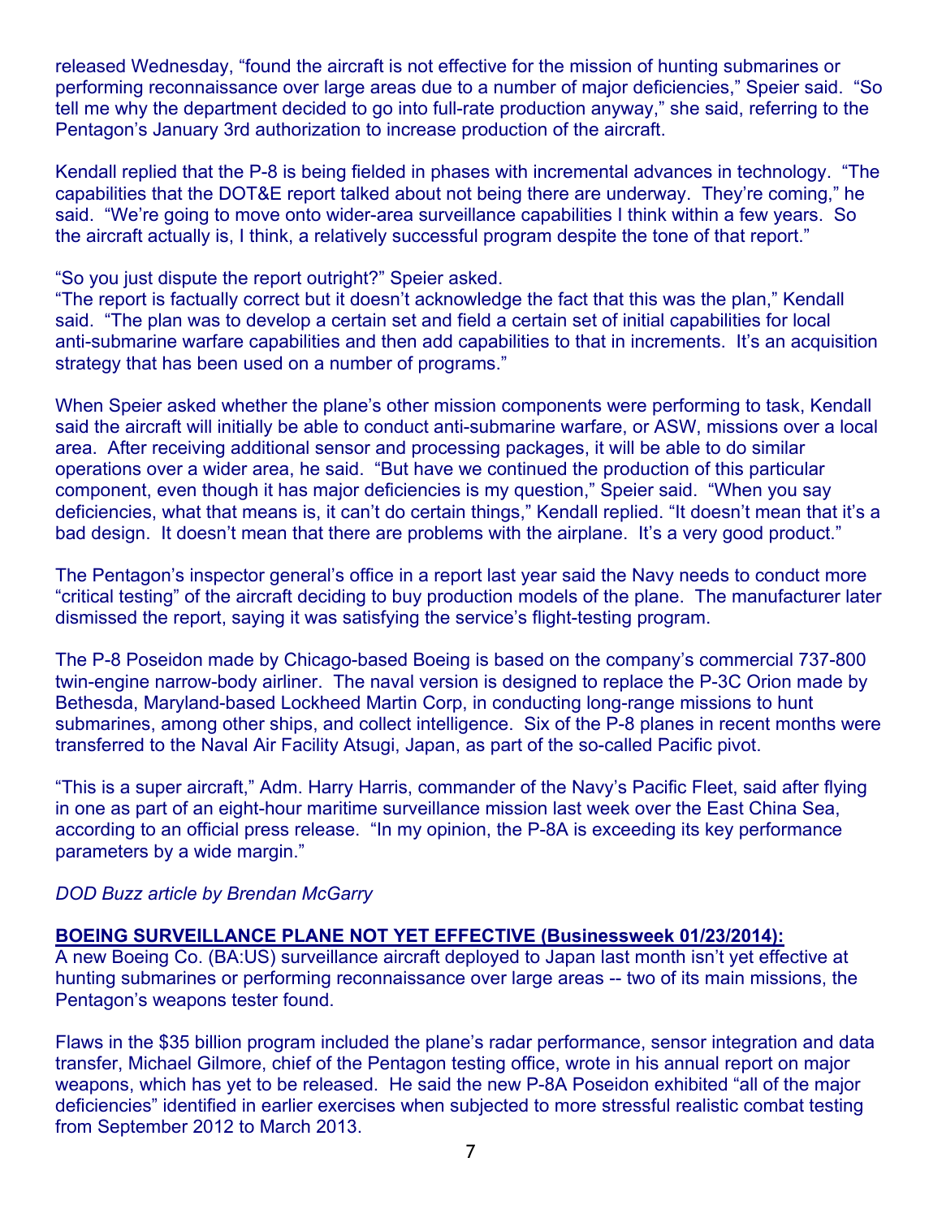released Wednesday, "found the aircraft is not effective for the mission of hunting submarines or performing reconnaissance over large areas due to a number of major deficiencies," Speier said. "So tell me why the department decided to go into full-rate production anyway," she said, referring to the Pentagon's January 3rd authorization to increase production of the aircraft.

Kendall replied that the P-8 is being fielded in phases with incremental advances in technology. "The capabilities that the DOT&E report talked about not being there are underway. They're coming," he said. "We're going to move onto wider-area surveillance capabilities I think within a few years. So the aircraft actually is, I think, a relatively successful program despite the tone of that report."

"So you just dispute the report outright?" Speier asked.
"The report is factually correct but it doesn't acknowledge the fact that this was the plan," Kendall said. "The plan was to develop a certain set and field a certain set of initial capabilities for local anti-submarine warfare capabilities and then add capabilities to that in increments. It's an acquisition strategy that has been used on a number of programs."

When Speier asked whether the plane's other mission components were performing to task, Kendall said the aircraft will initially be able to conduct anti-submarine warfare, or ASW, missions over a local area. After receiving additional sensor and processing packages, it will be able to do similar operations over a wider area, he said. "But have we continued the production of this particular component, even though it has major deficiencies is my question," Speier said. "When you say deficiencies, what that means is, it can't do certain things," Kendall replied. "It doesn't mean that it's a bad design. It doesn't mean that there are problems with the airplane. It's a very good product."

The Pentagon's inspector general's office in a report last year said the Navy needs to conduct more "critical testing" of the aircraft deciding to buy production models of the plane. The manufacturer later dismissed the report, saying it was satisfying the service's flight-testing program.

The P-8 Poseidon made by Chicago-based Boeing is based on the company's commercial 737-800 twin-engine narrow-body airliner. The naval version is designed to replace the P-3C Orion made by Bethesda, Maryland-based Lockheed Martin Corp, in conducting long-range missions to hunt submarines, among other ships, and collect intelligence. Six of the P-8 planes in recent months were transferred to the Naval Air Facility Atsugi, Japan, as part of the so-called Pacific pivot.

"This is a super aircraft," Adm. Harry Harris, commander of the Navy's Pacific Fleet, said after flying in one as part of an eight-hour maritime surveillance mission last week over the East China Sea, according to an official press release. "In my opinion, the P-8A is exceeding its key performance parameters by a wide margin."

*DOD Buzz article by Brendan McGarry*

**BOEING SURVEILLANCE PLANE NOT YET EFFECTIVE (Businessweek 01/23/2014):**

A new Boeing Co. (BA:US) surveillance aircraft deployed to Japan last month isn't yet effective at hunting submarines or performing reconnaissance over large areas -- two of its main missions, the Pentagon's weapons tester found.

Flaws in the $35 billion program included the plane's radar performance, sensor integration and data transfer, Michael Gilmore, chief of the Pentagon testing office, wrote in his annual report on major weapons, which has yet to be released. He said the new P-8A Poseidon exhibited "all of the major deficiencies" identified in earlier exercises when subjected to more stressful realistic combat testing from September 2012 to March 2013.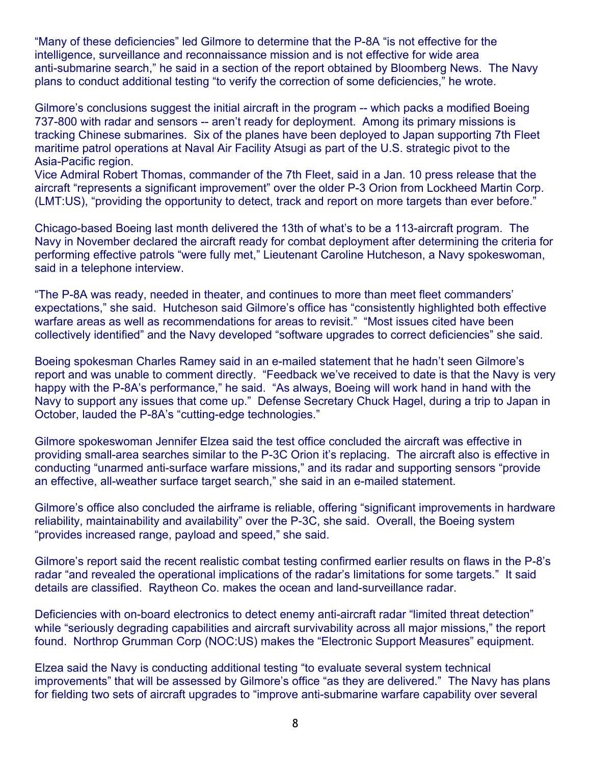"Many of these deficiencies" led Gilmore to determine that the P-8A "is not effective for the intelligence, surveillance and reconnaissance mission and is not effective for wide area anti-submarine search," he said in a section of the report obtained by Bloomberg News. The Navy plans to conduct additional testing "to verify the correction of some deficiencies," he wrote.

Gilmore's conclusions suggest the initial aircraft in the program -- which packs a modified Boeing 737-800 with radar and sensors -- aren't ready for deployment. Among its primary missions is tracking Chinese submarines. Six of the planes have been deployed to Japan supporting 7th Fleet maritime patrol operations at Naval Air Facility Atsugi as part of the U.S. strategic pivot to the Asia-Pacific region.
Vice Admiral Robert Thomas, commander of the 7th Fleet, said in a Jan. 10 press release that the aircraft "represents a significant improvement" over the older P-3 Orion from Lockheed Martin Corp. (LMT:US), "providing the opportunity to detect, track and report on more targets than ever before."

Chicago-based Boeing last month delivered the 13th of what's to be a 113-aircraft program. The Navy in November declared the aircraft ready for combat deployment after determining the criteria for performing effective patrols "were fully met," Lieutenant Caroline Hutcheson, a Navy spokeswoman, said in a telephone interview.

"The P-8A was ready, needed in theater, and continues to more than meet fleet commanders' expectations," she said. Hutcheson said Gilmore's office has "consistently highlighted both effective warfare areas as well as recommendations for areas to revisit." "Most issues cited have been collectively identified" and the Navy developed "software upgrades to correct deficiencies" she said.

Boeing spokesman Charles Ramey said in an e-mailed statement that he hadn't seen Gilmore's report and was unable to comment directly. "Feedback we've received to date is that the Navy is very happy with the P-8A's performance," he said. "As always, Boeing will work hand in hand with the Navy to support any issues that come up." Defense Secretary Chuck Hagel, during a trip to Japan in October, lauded the P-8A's "cutting-edge technologies."

Gilmore spokeswoman Jennifer Elzea said the test office concluded the aircraft was effective in providing small-area searches similar to the P-3C Orion it's replacing. The aircraft also is effective in conducting "unarmed anti-surface warfare missions," and its radar and supporting sensors "provide an effective, all-weather surface target search," she said in an e-mailed statement.

Gilmore's office also concluded the airframe is reliable, offering "significant improvements in hardware reliability, maintainability and availability" over the P-3C, she said. Overall, the Boeing system "provides increased range, payload and speed," she said.

Gilmore's report said the recent realistic combat testing confirmed earlier results on flaws in the P-8's radar "and revealed the operational implications of the radar's limitations for some targets." It said details are classified. Raytheon Co. makes the ocean and land-surveillance radar.

Deficiencies with on-board electronics to detect enemy anti-aircraft radar "limited threat detection" while "seriously degrading capabilities and aircraft survivability across all major missions," the report found. Northrop Grumman Corp (NOC:US) makes the "Electronic Support Measures" equipment.

Elzea said the Navy is conducting additional testing "to evaluate several system technical improvements" that will be assessed by Gilmore's office "as they are delivered." The Navy has plans for fielding two sets of aircraft upgrades to "improve anti-submarine warfare capability over several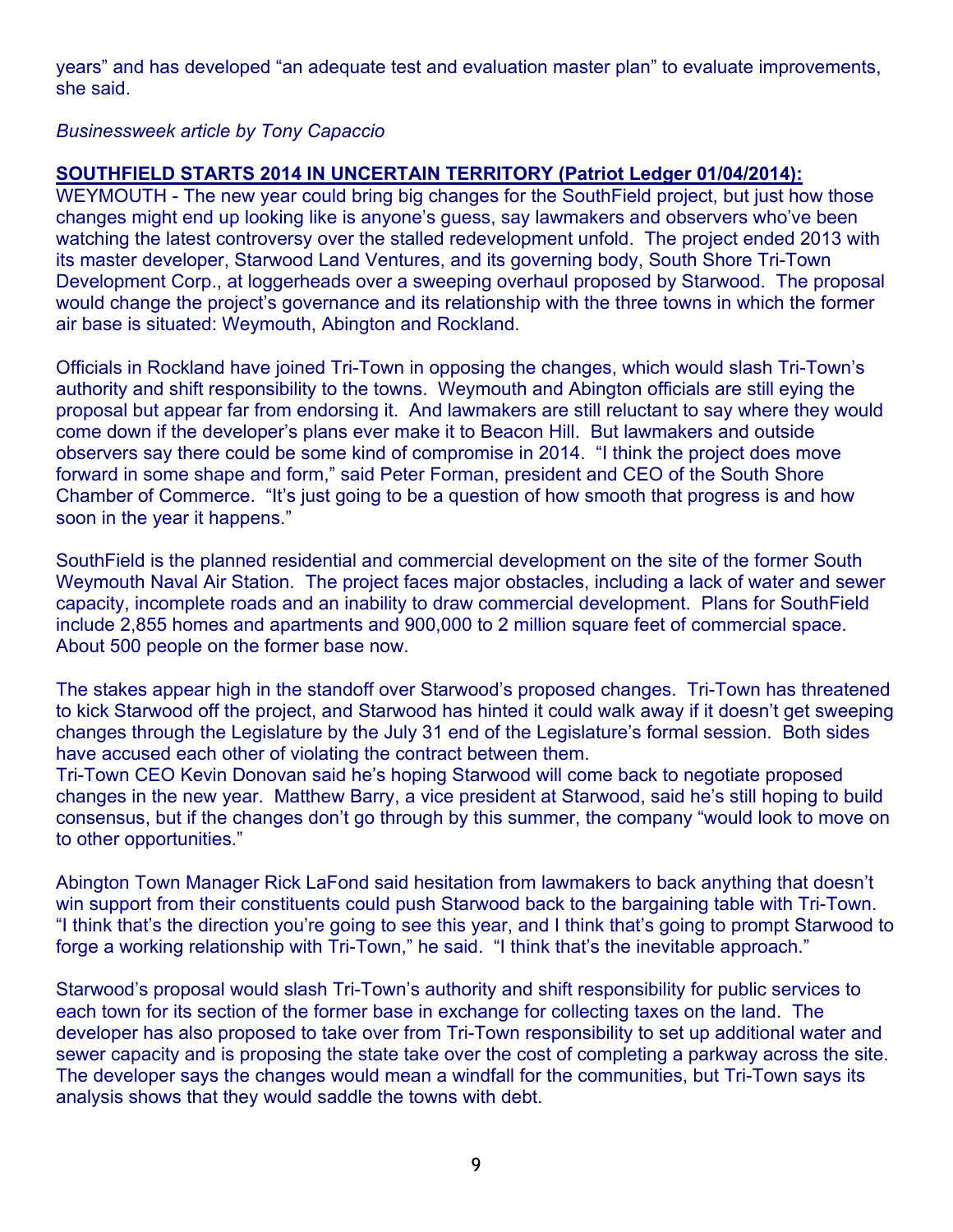years" and has developed "an adequate test and evaluation master plan" to evaluate improvements, she said.

*Businessweek article by Tony Capaccio*

**SOUTHFIELD STARTS 2014 IN UNCERTAIN TERRITORY (Patriot Ledger 01/04/2014):**

WEYMOUTH - The new year could bring big changes for the SouthField project, but just how those changes might end up looking like is anyone's guess, say lawmakers and observers who've been watching the latest controversy over the stalled redevelopment unfold. The project ended 2013 with its master developer, Starwood Land Ventures, and its governing body, South Shore Tri-Town Development Corp., at loggerheads over a sweeping overhaul proposed by Starwood. The proposal would change the project's governance and its relationship with the three towns in which the former air base is situated: Weymouth, Abington and Rockland.

Officials in Rockland have joined Tri-Town in opposing the changes, which would slash Tri-Town's authority and shift responsibility to the towns. Weymouth and Abington officials are still eying the proposal but appear far from endorsing it. And lawmakers are still reluctant to say where they would come down if the developer's plans ever make it to Beacon Hill. But lawmakers and outside observers say there could be some kind of compromise in 2014. "I think the project does move forward in some shape and form," said Peter Forman, president and CEO of the South Shore Chamber of Commerce. "It's just going to be a question of how smooth that progress is and how soon in the year it happens."

SouthField is the planned residential and commercial development on the site of the former South Weymouth Naval Air Station. The project faces major obstacles, including a lack of water and sewer capacity, incomplete roads and an inability to draw commercial development. Plans for SouthField include 2,855 homes and apartments and 900,000 to 2 million square feet of commercial space. About 500 people on the former base now.

The stakes appear high in the standoff over Starwood's proposed changes. Tri-Town has threatened to kick Starwood off the project, and Starwood has hinted it could walk away if it doesn't get sweeping changes through the Legislature by the July 31 end of the Legislature's formal session. Both sides have accused each other of violating the contract between them.

Tri-Town CEO Kevin Donovan said he's hoping Starwood will come back to negotiate proposed changes in the new year. Matthew Barry, a vice president at Starwood, said he's still hoping to build consensus, but if the changes don't go through by this summer, the company "would look to move on to other opportunities."

Abington Town Manager Rick LaFond said hesitation from lawmakers to back anything that doesn't win support from their constituents could push Starwood back to the bargaining table with Tri-Town. "I think that's the direction you're going to see this year, and I think that's going to prompt Starwood to forge a working relationship with Tri-Town," he said. "I think that's the inevitable approach."

Starwood's proposal would slash Tri-Town's authority and shift responsibility for public services to each town for its section of the former base in exchange for collecting taxes on the land. The developer has also proposed to take over from Tri-Town responsibility to set up additional water and sewer capacity and is proposing the state take over the cost of completing a parkway across the site. The developer says the changes would mean a windfall for the communities, but Tri-Town says its analysis shows that they would saddle the towns with debt.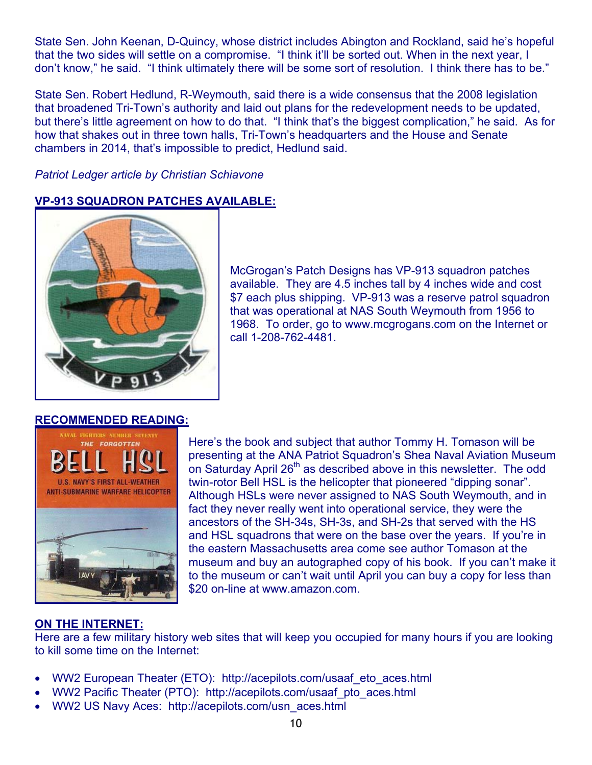State Sen. John Keenan, D-Quincy, whose district includes Abington and Rockland, said he's hopeful that the two sides will settle on a compromise. "I think it'll be sorted out. When in the next year, I don't know," he said. "I think ultimately there will be some sort of resolution. I think there has to be."

State Sen. Robert Hedlund, R-Weymouth, said there is a wide consensus that the 2008 legislation that broadened Tri-Town's authority and laid out plans for the redevelopment needs to be updated, but there's little agreement on how to do that. "I think that's the biggest complication," he said. As for how that shakes out in three town halls, Tri-Town's headquarters and the House and Senate chambers in 2014, that's impossible to predict, Hedlund said.

*Patriot Ledger article by Christian Schiavone*

## VP-913 SQUADRON PATCHES AVAILABLE:

McGrogan's Patch Designs has VP-913 squadron patches available. They are 4.5 inches tall by 4 inches wide and cost $7 each plus shipping. VP-913 was a reserve patrol squadron that was operational at NAS South Weymouth from 1956 to 1968. To order, go to www.mcgrogans.com on the Internet or call 1-208-762-4481.

## RECOMMENDED READING:

Here's the book and subject that author Tommy H. Tomason will be presenting at the ANA Patriot Squadron's Shea Naval Aviation Museum on Saturday April 26th as described above in this newsletter. The odd twin-rotor Bell HSL is the helicopter that pioneered "dipping sonar". Although HSLs were never assigned to NAS South Weymouth, and in fact they never really went into operational service, they were the ancestors of the SH-34s, SH-3s, and SH-2s that served with the HS and HSL squadrons that were on the base over the years. If you're in the eastern Massachusetts area come see author Tomason at the museum and buy an autographed copy of his book. If you can't make it to the museum or can't wait until April you can buy a copy for less than $20 on-line at www.amazon.com.

## ON THE INTERNET:

Here are a few military history web sites that will keep you occupied for many hours if you are looking to kill some time on the Internet:

- WW2 European Theater (ETO): http://acepilots.com/usaaf_eto_aces.html
- WW2 Pacific Theater (PTO): http://acepilots.com/usaaf_pto_aces.html
- WW2 US Navy Aces: http://acepilots.com/usn_aces.html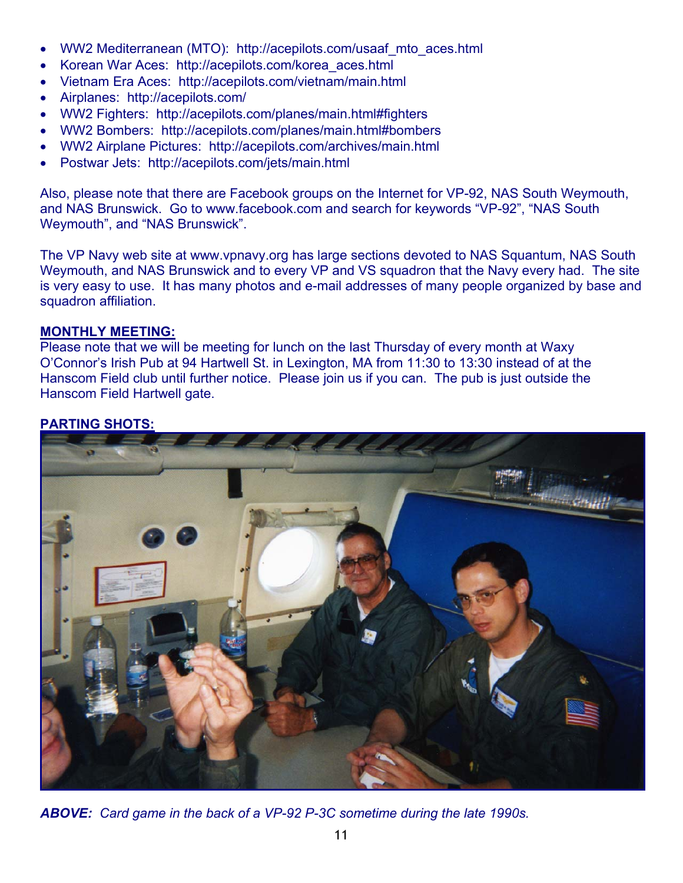- WW2 Mediterranean (MTO): http://acepilots.com/usaaf_mto_aces.html
- Korean War Aces: http://acepilots.com/korea_aces.html
- Vietnam Era Aces: http://acepilots.com/vietnam/main.html
- Airplanes: http://acepilots.com/
- WW2 Fighters: http://acepilots.com/planes/main.html#fighters
- WW2 Bombers: http://acepilots.com/planes/main.html#bombers
- WW2 Airplane Pictures: http://acepilots.com/archives/main.html
- Postwar Jets: http://acepilots.com/jets/main.html

Also, please note that there are Facebook groups on the Internet for VP-92, NAS South Weymouth, and NAS Brunswick. Go to www.facebook.com and search for keywords “VP-92”, “NAS South Weymouth”, and “NAS Brunswick”.

The VP Navy web site at www.vpnavy.org has large sections devoted to NAS Squantum, NAS South Weymouth, and NAS Brunswick and to every VP and VS squadron that the Navy every had. The site is very easy to use. It has many photos and e-mail addresses of many people organized by base and squadron affiliation.

**MONTHLY MEETING:**

Please note that we will be meeting for lunch on the last Thursday of every month at Waxy O’Connor’s Irish Pub at 94 Hartwell St. in Lexington, MA from 11:30 to 13:30 instead of at the Hanscom Field club until further notice. Please join us if you can. The pub is just outside the Hanscom Field Hartwell gate.

**PARTING SHOTS:**

***ABOVE:*** *Card game in the back of a VP-92 P-3C sometime during the late 1990s.*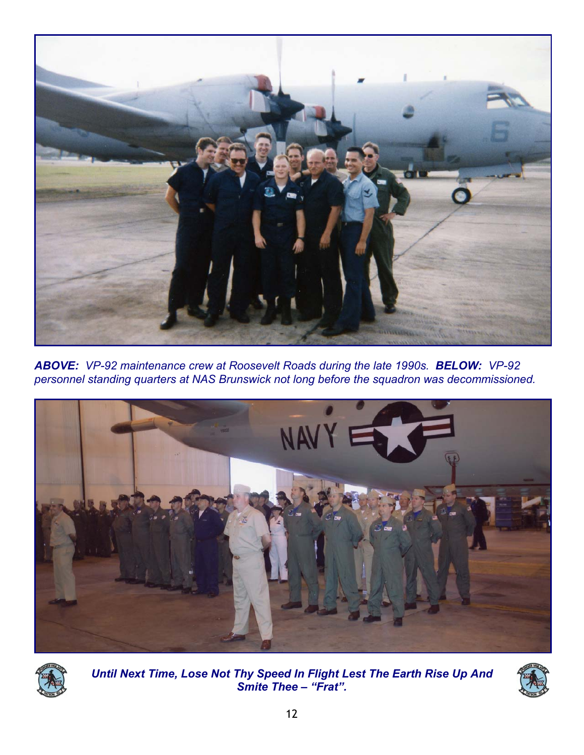***ABOVE:*** *VP-92 maintenance crew at Roosevelt Roads during the late 1990s.* ***BELOW:*** *VP-92 personnel standing quarters at NAS Brunswick not long before the squadron was decommissioned.*

***Until Next Time, Lose Not Thy Speed In Flight Lest The Earth Rise Up And Smite Thee – "Frat".***